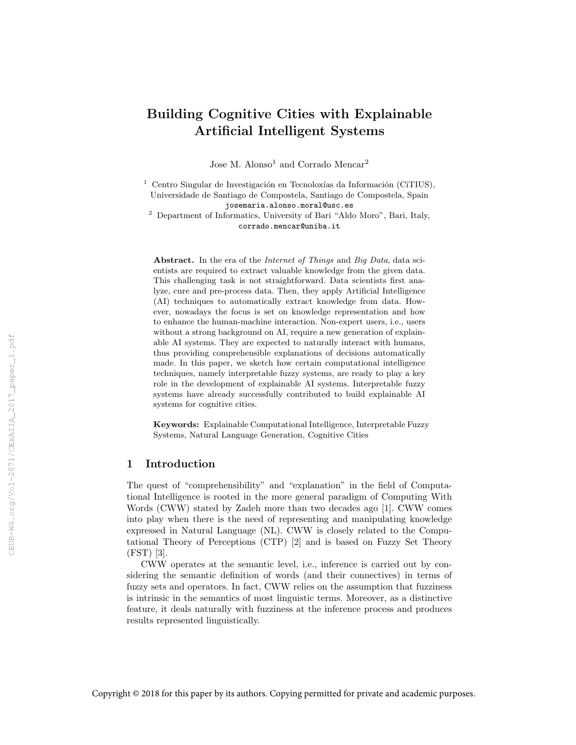# Building Cognitive Cities with Explainable Artificial Intelligent Systems

Jose M. Alonso[1] and Corrado Mencar[2]

[1] Centro Singular de Investigación en Tecnoloxías da Información (CiTIUS), Universidade de Santiago de Compostela, Santiago de Compostela, Spain
josemaria.alonso.moral@usc.es

[2] Department of Informatics, University of Bari "Aldo Moro", Bari, Italy,
corrado.mencar@uniba.it

**Abstract.** In the era of the *Internet of Things* and *Big Data*, data scientists are required to extract valuable knowledge from the given data. This challenging task is not straightforward. Data scientists first analyze, cure and pre-process data. Then, they apply Artificial Intelligence (AI) techniques to automatically extract knowledge from data. However, nowadays the focus is set on knowledge representation and how to enhance the human-machine interaction. Non-expert users, i.e., users without a strong background on AI, require a new generation of explainable AI systems. They are expected to naturally interact with humans, thus providing comprehensible explanations of decisions automatically made. In this paper, we sketch how certain computational intelligence techniques, namely interpretable fuzzy systems, are ready to play a key role in the development of explainable AI systems. Interpretable fuzzy systems have already successfully contributed to build explainable AI systems for cognitive cities.

**Keywords:** Explainable Computational Intelligence, Interpretable Fuzzy Systems, Natural Language Generation, Cognitive Cities

## 1 Introduction

The quest of "comprehensibility" and "explanation" in the field of Computational Intelligence is rooted in the more general paradigm of Computing With Words (CWW) stated by Zadeh more than two decades ago [1]. CWW comes into play when there is the need of representing and manipulating knowledge expressed in Natural Language (NL). CWW is closely related to the Computational Theory of Perceptions (CTP) [2] and is based on Fuzzy Set Theory (FST) [3].

CWW operates at the semantic level, i.e., inference is carried out by considering the semantic definition of words (and their connectives) in terms of fuzzy sets and operators. In fact, CWW relies on the assumption that fuzziness is intrinsic in the semantics of most linguistic terms. Moreover, as a distinctive feature, it deals naturally with fuzziness at the inference process and produces results represented linguistically.

Copyright © 2018 for this paper by its authors. Copying permitted for private and academic purposes.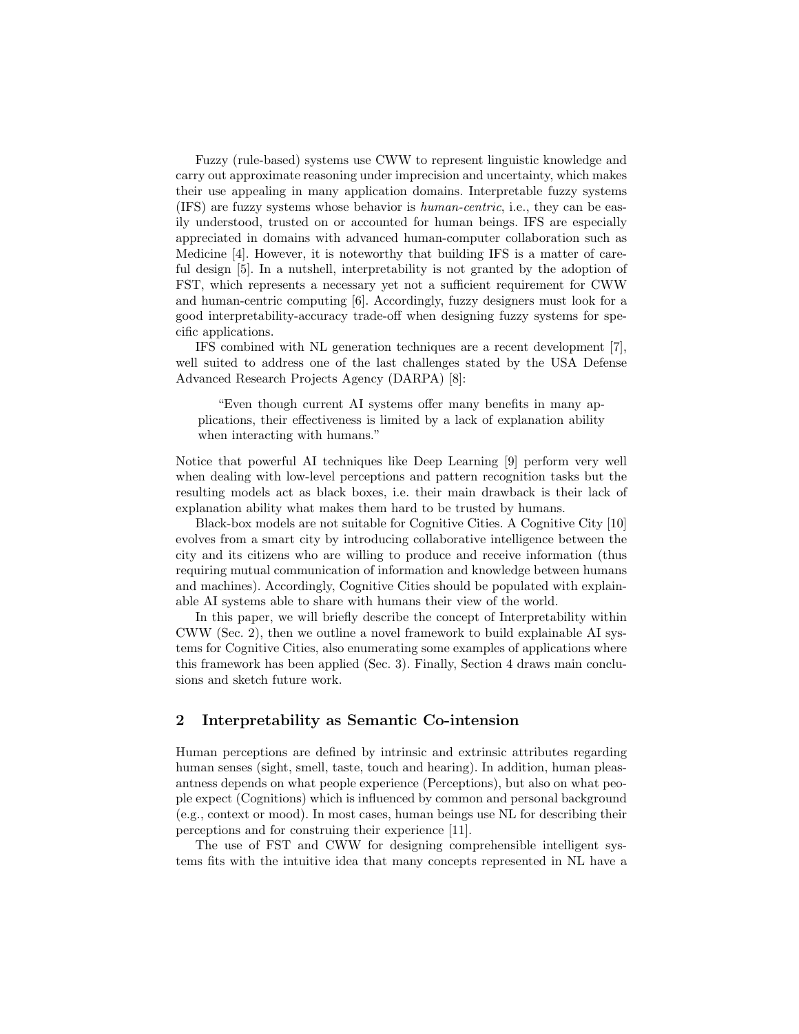Fuzzy (rule-based) systems use CWW to represent linguistic knowledge and carry out approximate reasoning under imprecision and uncertainty, which makes their use appealing in many application domains. Interpretable fuzzy systems (IFS) are fuzzy systems whose behavior is *human-centric*, i.e., they can be easily understood, trusted on or accounted for human beings. IFS are especially appreciated in domains with advanced human-computer collaboration such as Medicine [4]. However, it is noteworthy that building IFS is a matter of careful design [5]. In a nutshell, interpretability is not granted by the adoption of FST, which represents a necessary yet not a sufficient requirement for CWW and human-centric computing [6]. Accordingly, fuzzy designers must look for a good interpretability-accuracy trade-off when designing fuzzy systems for specific applications.

IFS combined with NL generation techniques are a recent development [7], well suited to address one of the last challenges stated by the USA Defense Advanced Research Projects Agency (DARPA) [8]:

> "Even though current AI systems offer many benefits in many applications, their effectiveness is limited by a lack of explanation ability when interacting with humans."

Notice that powerful AI techniques like Deep Learning [9] perform very well when dealing with low-level perceptions and pattern recognition tasks but the resulting models act as black boxes, i.e. their main drawback is their lack of explanation ability what makes them hard to be trusted by humans.

Black-box models are not suitable for Cognitive Cities. A Cognitive City [10] evolves from a smart city by introducing collaborative intelligence between the city and its citizens who are willing to produce and receive information (thus requiring mutual communication of information and knowledge between humans and machines). Accordingly, Cognitive Cities should be populated with explainable AI systems able to share with humans their view of the world.

In this paper, we will briefly describe the concept of Interpretability within CWW (Sec. 2), then we outline a novel framework to build explainable AI systems for Cognitive Cities, also enumerating some examples of applications where this framework has been applied (Sec. 3). Finally, Section 4 draws main conclusions and sketch future work.

## 2 Interpretability as Semantic Co-intension

Human perceptions are defined by intrinsic and extrinsic attributes regarding human senses (sight, smell, taste, touch and hearing). In addition, human pleasantness depends on what people experience (Perceptions), but also on what people expect (Cognitions) which is influenced by common and personal background (e.g., context or mood). In most cases, human beings use NL for describing their perceptions and for construing their experience [11].

The use of FST and CWW for designing comprehensible intelligent systems fits with the intuitive idea that many concepts represented in NL have a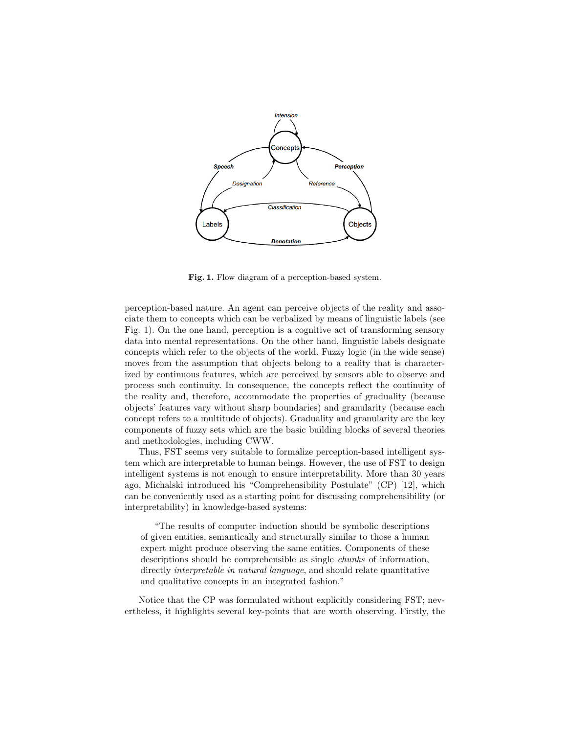**Fig. 1.** Flow diagram of a perception-based system.

perception-based nature. An agent can perceive objects of the reality and associate them to concepts which can be verbalized by means of linguistic labels (see Fig. 1). On the one hand, perception is a cognitive act of transforming sensory data into mental representations. On the other hand, linguistic labels designate concepts which refer to the objects of the world. Fuzzy logic (in the wide sense) moves from the assumption that objects belong to a reality that is characterized by continuous features, which are perceived by sensors able to observe and process such continuity. In consequence, the concepts reflect the continuity of the reality and, therefore, accommodate the properties of graduality (because objects' features vary without sharp boundaries) and granularity (because each concept refers to a multitude of objects). Graduality and granularity are the key components of fuzzy sets which are the basic building blocks of several theories and methodologies, including CWW.

Thus, FST seems very suitable to formalize perception-based intelligent system which are interpretable to human beings. However, the use of FST to design intelligent systems is not enough to ensure interpretability. More than 30 years ago, Michalski introduced his "Comprehensibility Postulate" (CP) [12], which can be conveniently used as a starting point for discussing comprehensibility (or interpretability) in knowledge-based systems:

> "The results of computer induction should be symbolic descriptions of given entities, semantically and structurally similar to those a human expert might produce observing the same entities. Components of these descriptions should be comprehensible as single *chunks* of information, directly *interpretable in natural language*, and should relate quantitative and qualitative concepts in an integrated fashion."

Notice that the CP was formulated without explicitly considering FST; nevertheless, it highlights several key-points that are worth observing. Firstly, the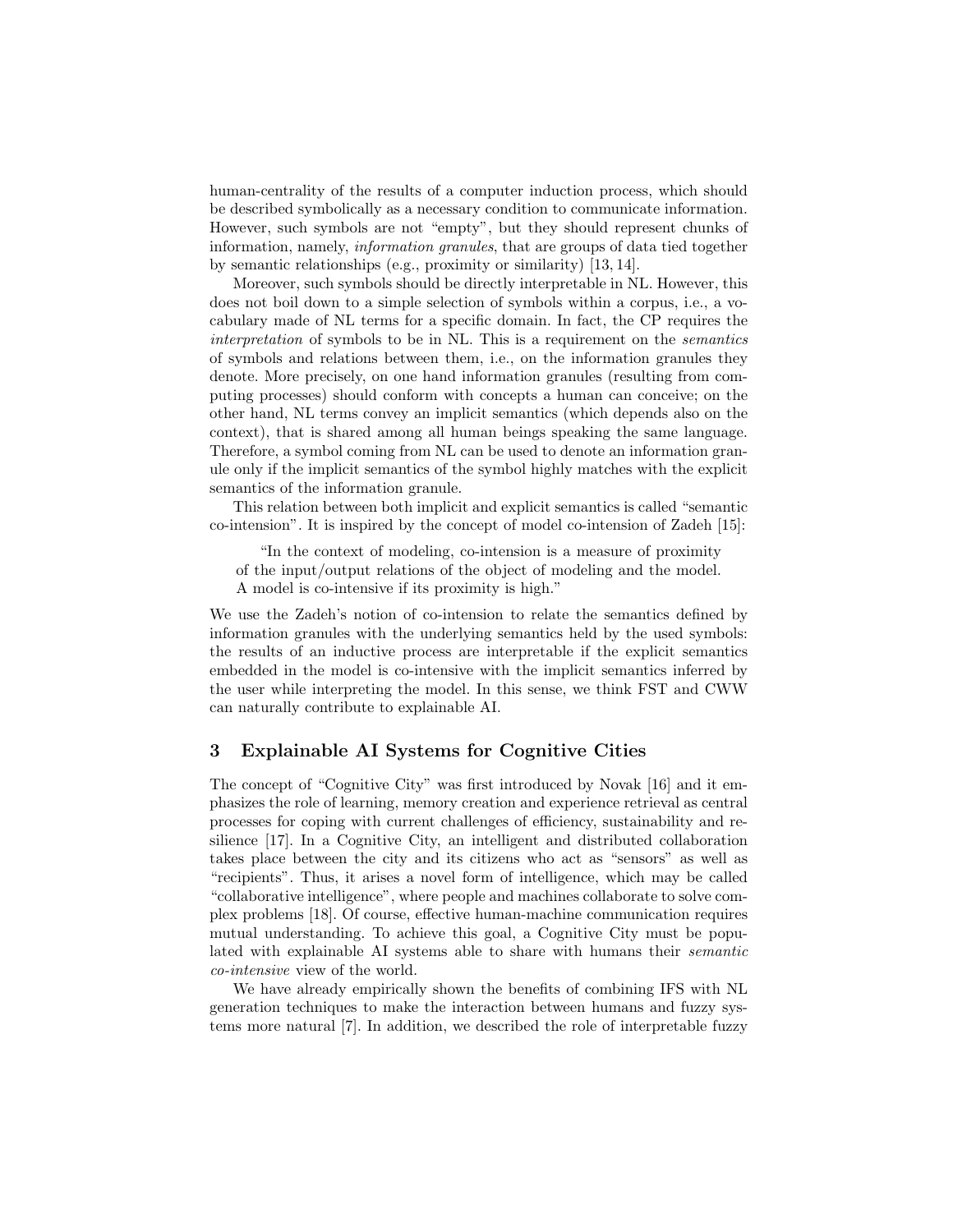human-centrality of the results of a computer induction process, which should be described symbolically as a necessary condition to communicate information. However, such symbols are not "empty", but they should represent chunks of information, namely, *information granules*, that are groups of data tied together by semantic relationships (e.g., proximity or similarity) [13, 14].

Moreover, such symbols should be directly interpretable in NL. However, this does not boil down to a simple selection of symbols within a corpus, i.e., a vocabulary made of NL terms for a specific domain. In fact, the CP requires the *interpretation* of symbols to be in NL. This is a requirement on the *semantics* of symbols and relations between them, i.e., on the information granules they denote. More precisely, on one hand information granules (resulting from computing processes) should conform with concepts a human can conceive; on the other hand, NL terms convey an implicit semantics (which depends also on the context), that is shared among all human beings speaking the same language. Therefore, a symbol coming from NL can be used to denote an information granule only if the implicit semantics of the symbol highly matches with the explicit semantics of the information granule.

This relation between both implicit and explicit semantics is called "semantic co-intension". It is inspired by the concept of model co-intension of Zadeh [15]:

> "In the context of modeling, co-intension is a measure of proximity of the input/output relations of the object of modeling and the model. A model is co-intensive if its proximity is high."

We use the Zadeh's notion of co-intension to relate the semantics defined by information granules with the underlying semantics held by the used symbols: the results of an inductive process are interpretable if the explicit semantics embedded in the model is co-intensive with the implicit semantics inferred by the user while interpreting the model. In this sense, we think FST and CWW can naturally contribute to explainable AI.

## 3 Explainable AI Systems for Cognitive Cities

The concept of "Cognitive City" was first introduced by Novak [16] and it emphasizes the role of learning, memory creation and experience retrieval as central processes for coping with current challenges of efficiency, sustainability and resilience [17]. In a Cognitive City, an intelligent and distributed collaboration takes place between the city and its citizens who act as "sensors" as well as "recipients". Thus, it arises a novel form of intelligence, which may be called "collaborative intelligence", where people and machines collaborate to solve complex problems [18]. Of course, effective human-machine communication requires mutual understanding. To achieve this goal, a Cognitive City must be populated with explainable AI systems able to share with humans their *semantic co-intensive* view of the world.

We have already empirically shown the benefits of combining IFS with NL generation techniques to make the interaction between humans and fuzzy systems more natural [7]. In addition, we described the role of interpretable fuzzy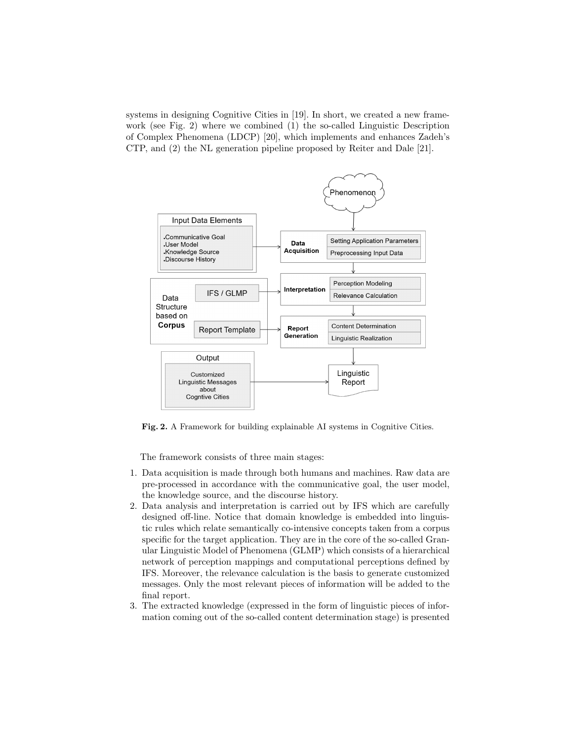systems in designing Cognitive Cities in [19]. In short, we created a new framework (see Fig. 2) where we combined (1) the so-called Linguistic Description of Complex Phenomena (LDCP) [20], which implements and enhances Zadeh's CTP, and (2) the NL generation pipeline proposed by Reiter and Dale [21].

**Fig. 2.** A Framework for building explainable AI systems in Cognitive Cities.

The framework consists of three main stages:

1. Data acquisition is made through both humans and machines. Raw data are pre-processed in accordance with the communicative goal, the user model, the knowledge source, and the discourse history.
2. Data analysis and interpretation is carried out by IFS which are carefully designed off-line. Notice that domain knowledge is embedded into linguistic rules which relate semantically co-intensive concepts taken from a corpus specific for the target application. They are in the core of the so-called Granular Linguistic Model of Phenomena (GLMP) which consists of a hierarchical network of perception mappings and computational perceptions defined by IFS. Moreover, the relevance calculation is the basis to generate customized messages. Only the most relevant pieces of information will be added to the final report.
3. The extracted knowledge (expressed in the form of linguistic pieces of information coming out of the so-called content determination stage) is presented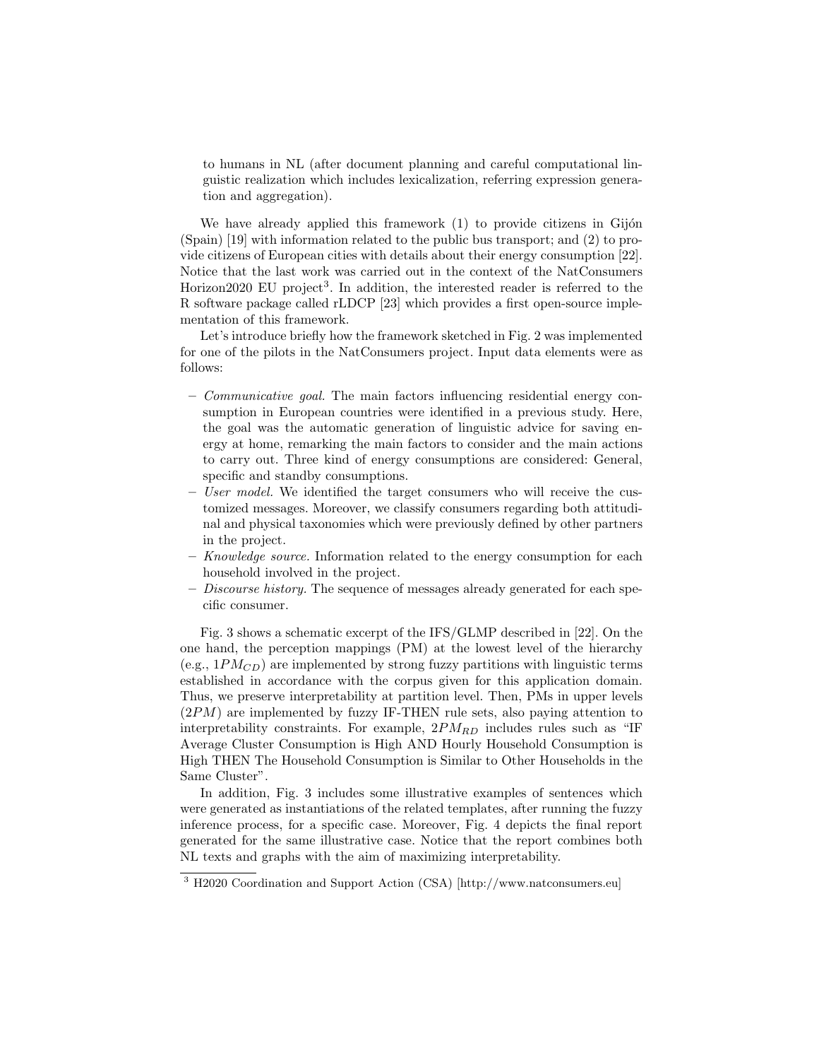to humans in NL (after document planning and careful computational linguistic realization which includes lexicalization, referring expression generation and aggregation).

We have already applied this framework (1) to provide citizens in Gijón (Spain) [19] with information related to the public bus transport; and (2) to provide citizens of European cities with details about their energy consumption [22]. Notice that the last work was carried out in the context of the NatConsumers Horizon2020 EU project[3]. In addition, the interested reader is referred to the R software package called rLDCP [23] which provides a first open-source implementation of this framework.

Let's introduce briefly how the framework sketched in Fig. 2 was implemented for one of the pilots in the NatConsumers project. Input data elements were as follows:

- *Communicative goal.* The main factors influencing residential energy consumption in European countries were identified in a previous study. Here, the goal was the automatic generation of linguistic advice for saving energy at home, remarking the main factors to consider and the main actions to carry out. Three kind of energy consumptions are considered: General, specific and standby consumptions.
- *User model.* We identified the target consumers who will receive the customized messages. Moreover, we classify consumers regarding both attitudinal and physical taxonomies which were previously defined by other partners in the project.
- *Knowledge source.* Information related to the energy consumption for each household involved in the project.
- *Discourse history.* The sequence of messages already generated for each specific consumer.

Fig. 3 shows a schematic excerpt of the IFS/GLMP described in [22]. On the one hand, the perception mappings (PM) at the lowest level of the hierarchy (e.g., $1PM_{CD}$) are implemented by strong fuzzy partitions with linguistic terms established in accordance with the corpus given for this application domain. Thus, we preserve interpretability at partition level. Then, PMs in upper levels ($2PM$) are implemented by fuzzy IF-THEN rule sets, also paying attention to interpretability constraints. For example, $2PM_{RD}$ includes rules such as "IF Average Cluster Consumption is High AND Hourly Household Consumption is High THEN The Household Consumption is Similar to Other Households in the Same Cluster".

In addition, Fig. 3 includes some illustrative examples of sentences which were generated as instantiations of the related templates, after running the fuzzy inference process, for a specific case. Moreover, Fig. 4 depicts the final report generated for the same illustrative case. Notice that the report combines both NL texts and graphs with the aim of maximizing interpretability.

[3] H2020 Coordination and Support Action (CSA) [http://www.natconsumers.eu]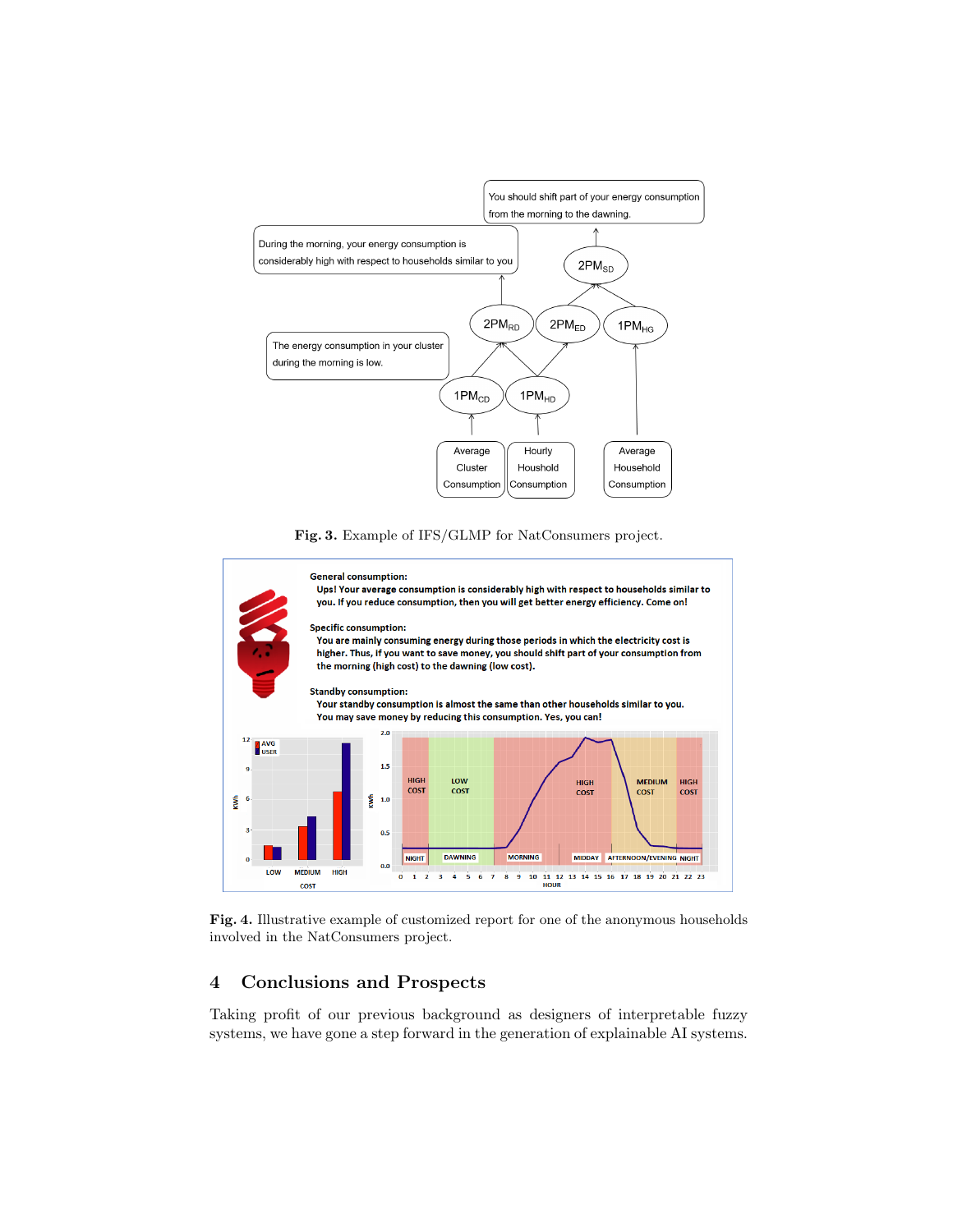**Fig. 3.** Example of IFS/GLMP for NatConsumers project.

**Fig. 4.** Illustrative example of customized report for one of the anonymous households involved in the NatConsumers project.

## 4 Conclusions and Prospects

Taking profit of our previous background as designers of interpretable fuzzy systems, we have gone a step forward in the generation of explainable AI systems.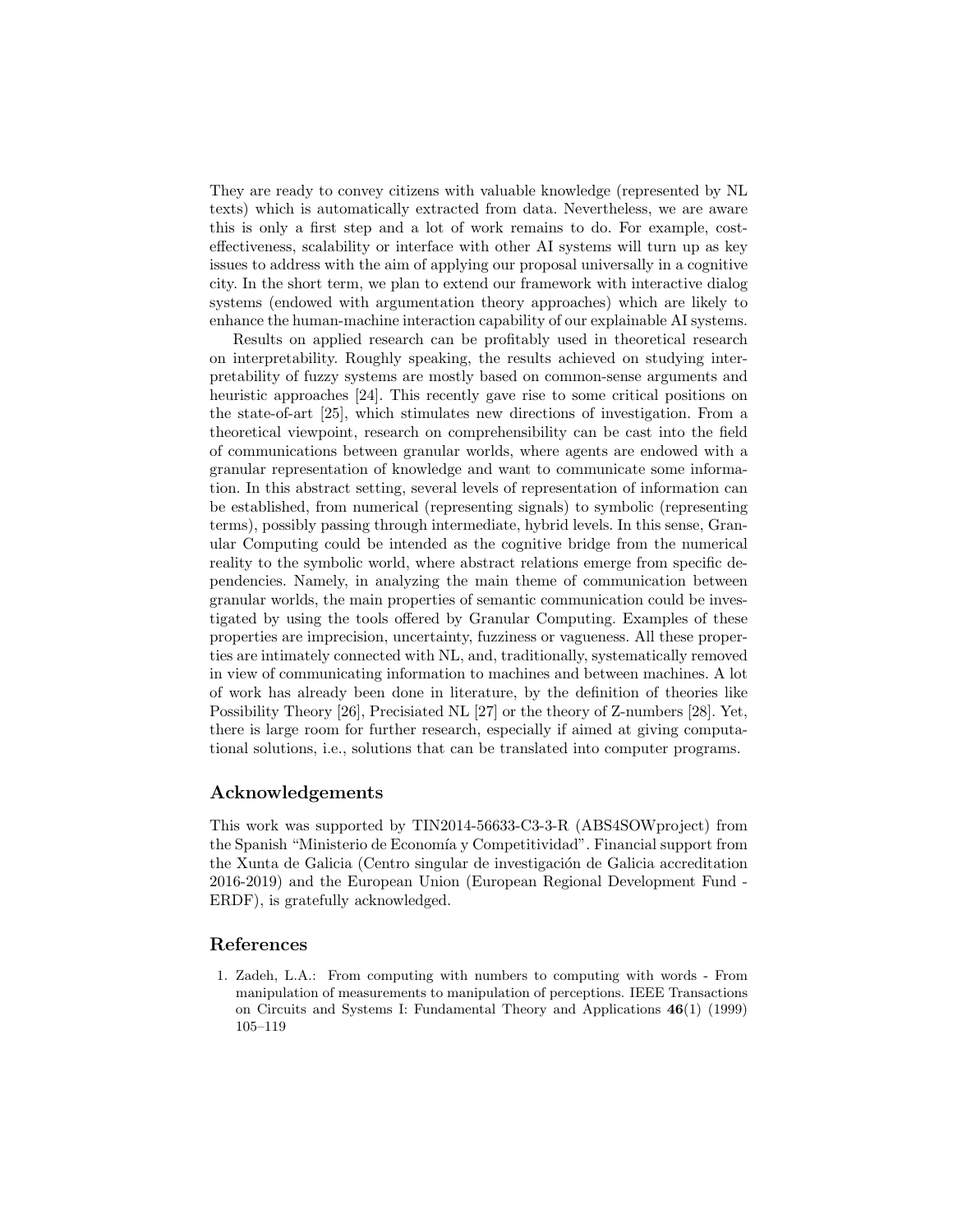They are ready to convey citizens with valuable knowledge (represented by NL texts) which is automatically extracted from data. Nevertheless, we are aware this is only a first step and a lot of work remains to do. For example, cost-effectiveness, scalability or interface with other AI systems will turn up as key issues to address with the aim of applying our proposal universally in a cognitive city. In the short term, we plan to extend our framework with interactive dialog systems (endowed with argumentation theory approaches) which are likely to enhance the human-machine interaction capability of our explainable AI systems.

Results on applied research can be profitably used in theoretical research on interpretability. Roughly speaking, the results achieved on studying interpretability of fuzzy systems are mostly based on common-sense arguments and heuristic approaches [24]. This recently gave rise to some critical positions on the state-of-art [25], which stimulates new directions of investigation. From a theoretical viewpoint, research on comprehensibility can be cast into the field of communications between granular worlds, where agents are endowed with a granular representation of knowledge and want to communicate some information. In this abstract setting, several levels of representation of information can be established, from numerical (representing signals) to symbolic (representing terms), possibly passing through intermediate, hybrid levels. In this sense, Granular Computing could be intended as the cognitive bridge from the numerical reality to the symbolic world, where abstract relations emerge from specific dependencies. Namely, in analyzing the main theme of communication between granular worlds, the main properties of semantic communication could be investigated by using the tools offered by Granular Computing. Examples of these properties are imprecision, uncertainty, fuzziness or vagueness. All these properties are intimately connected with NL, and, traditionally, systematically removed in view of communicating information to machines and between machines. A lot of work has already been done in literature, by the definition of theories like Possibility Theory [26], Precisiated NL [27] or the theory of Z-numbers [28]. Yet, there is large room for further research, especially if aimed at giving computational solutions, i.e., solutions that can be translated into computer programs.

## Acknowledgements

This work was supported by TIN2014-56633-C3-3-R (ABS4SOWproject) from the Spanish "Ministerio de Economía y Competitividad". Financial support from the Xunta de Galicia (Centro singular de investigación de Galicia accreditation 2016-2019) and the European Union (European Regional Development Fund - ERDF), is gratefully acknowledged.

## References

1. Zadeh, L.A.: From computing with numbers to computing with words - From manipulation of measurements to manipulation of perceptions. IEEE Transactions on Circuits and Systems I: Fundamental Theory and Applications **46**(1) (1999) 105–119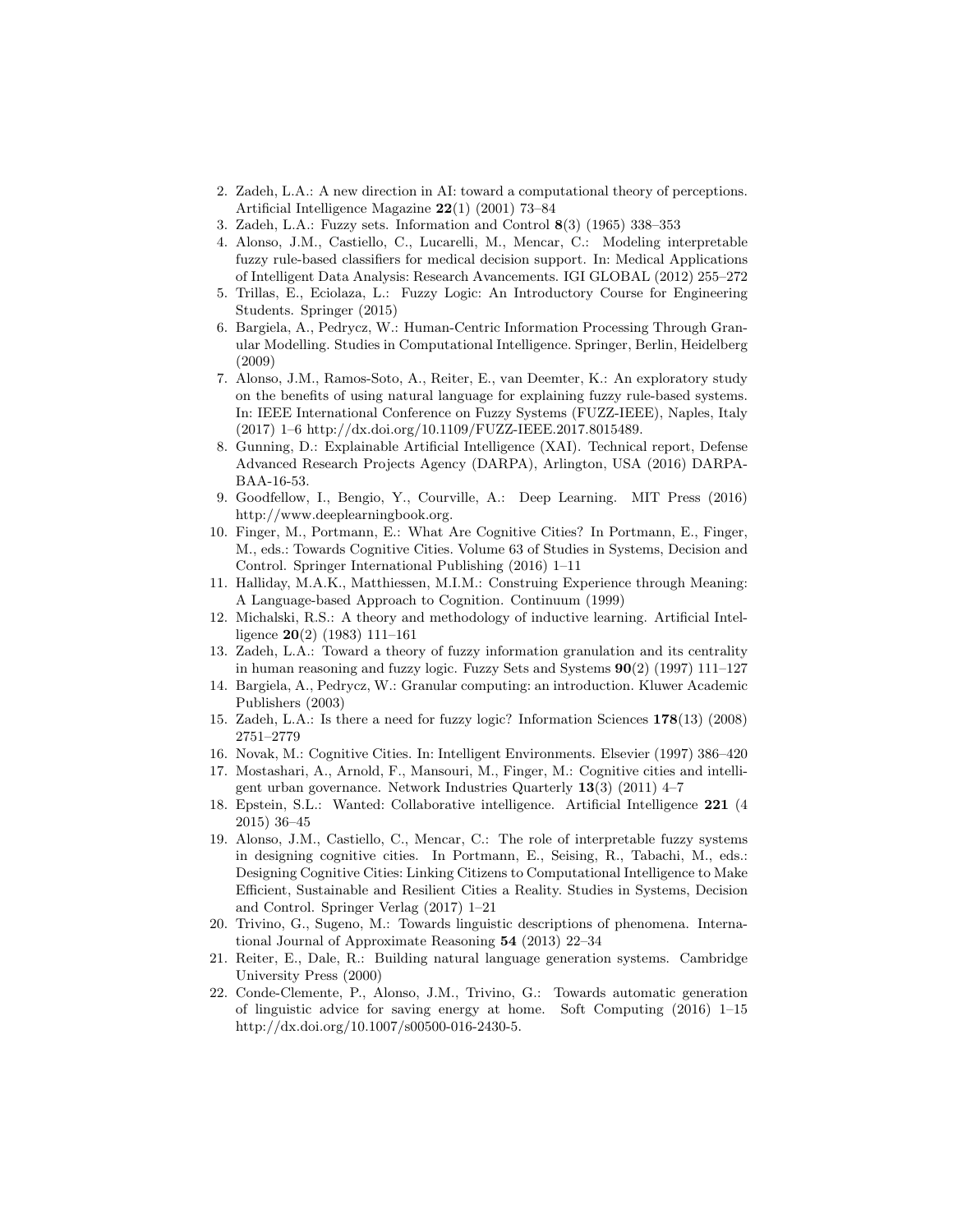2. Zadeh, L.A.: A new direction in AI: toward a computational theory of perceptions. Artificial Intelligence Magazine **22**(1) (2001) 73–84
3. Zadeh, L.A.: Fuzzy sets. Information and Control **8**(3) (1965) 338–353
4. Alonso, J.M., Castiello, C., Lucarelli, M., Mencar, C.: Modeling interpretable fuzzy rule-based classifiers for medical decision support. In: Medical Applications of Intelligent Data Analysis: Research Avancements. IGI GLOBAL (2012) 255–272
5. Trillas, E., Eciolaza, L.: Fuzzy Logic: An Introductory Course for Engineering Students. Springer (2015)
6. Bargiela, A., Pedrycz, W.: Human-Centric Information Processing Through Granular Modelling. Studies in Computational Intelligence. Springer, Berlin, Heidelberg (2009)
7. Alonso, J.M., Ramos-Soto, A., Reiter, E., van Deemter, K.: An exploratory study on the benefits of using natural language for explaining fuzzy rule-based systems. In: IEEE International Conference on Fuzzy Systems (FUZZ-IEEE), Naples, Italy (2017) 1–6 http://dx.doi.org/10.1109/FUZZ-IEEE.2017.8015489.
8. Gunning, D.: Explainable Artificial Intelligence (XAI). Technical report, Defense Advanced Research Projects Agency (DARPA), Arlington, USA (2016) DARPA-BAA-16-53.
9. Goodfellow, I., Bengio, Y., Courville, A.: Deep Learning. MIT Press (2016) http://www.deeplearningbook.org.
10. Finger, M., Portmann, E.: What Are Cognitive Cities? In Portmann, E., Finger, M., eds.: Towards Cognitive Cities. Volume 63 of Studies in Systems, Decision and Control. Springer International Publishing (2016) 1–11
11. Halliday, M.A.K., Matthiessen, M.I.M.: Construing Experience through Meaning: A Language-based Approach to Cognition. Continuum (1999)
12. Michalski, R.S.: A theory and methodology of inductive learning. Artificial Intelligence **20**(2) (1983) 111–161
13. Zadeh, L.A.: Toward a theory of fuzzy information granulation and its centrality in human reasoning and fuzzy logic. Fuzzy Sets and Systems **90**(2) (1997) 111–127
14. Bargiela, A., Pedrycz, W.: Granular computing: an introduction. Kluwer Academic Publishers (2003)
15. Zadeh, L.A.: Is there a need for fuzzy logic? Information Sciences **178**(13) (2008) 2751–2779
16. Novak, M.: Cognitive Cities. In: Intelligent Environments. Elsevier (1997) 386–420
17. Mostashari, A., Arnold, F., Mansouri, M., Finger, M.: Cognitive cities and intelligent urban governance. Network Industries Quarterly **13**(3) (2011) 4–7
18. Epstein, S.L.: Wanted: Collaborative intelligence. Artificial Intelligence **221** (4 2015) 36–45
19. Alonso, J.M., Castiello, C., Mencar, C.: The role of interpretable fuzzy systems in designing cognitive cities. In Portmann, E., Seising, R., Tabachi, M., eds.: Designing Cognitive Cities: Linking Citizens to Computational Intelligence to Make Efficient, Sustainable and Resilient Cities a Reality. Studies in Systems, Decision and Control. Springer Verlag (2017) 1–21
20. Trivino, G., Sugeno, M.: Towards linguistic descriptions of phenomena. International Journal of Approximate Reasoning **54** (2013) 22–34
21. Reiter, E., Dale, R.: Building natural language generation systems. Cambridge University Press (2000)
22. Conde-Clemente, P., Alonso, J.M., Trivino, G.: Towards automatic generation of linguistic advice for saving energy at home. Soft Computing (2016) 1–15 http://dx.doi.org/10.1007/s00500-016-2430-5.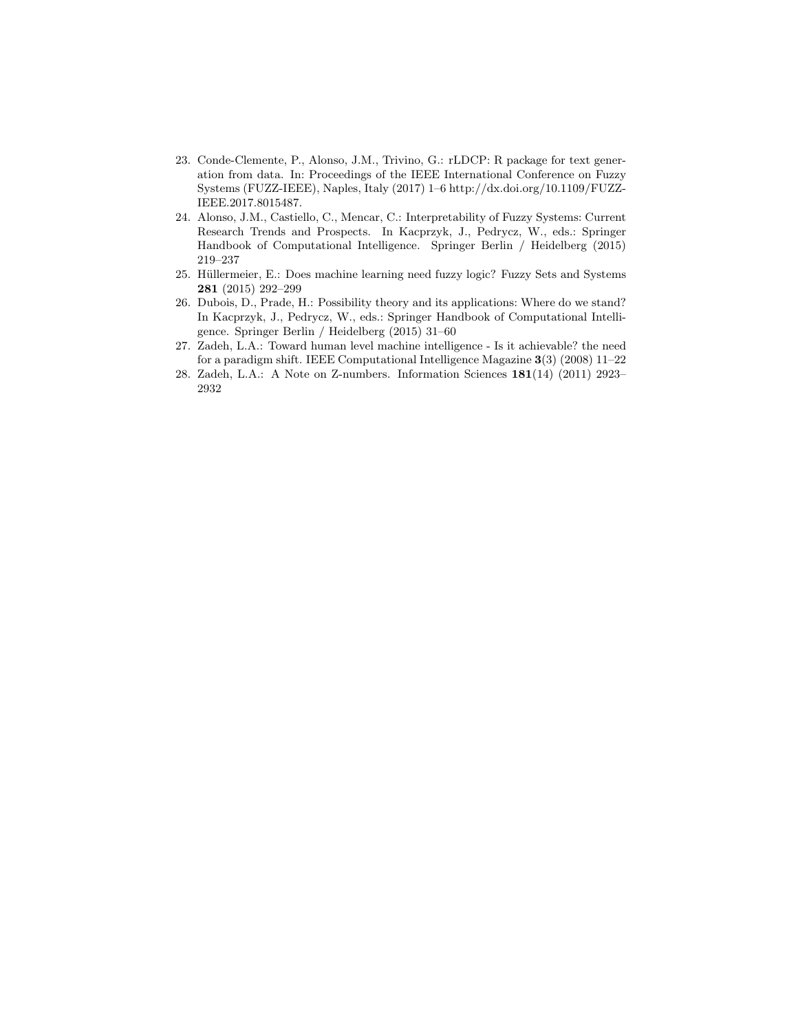23. Conde-Clemente, P., Alonso, J.M., Trivino, G.: rLDCP: R package for text generation from data. In: Proceedings of the IEEE International Conference on Fuzzy Systems (FUZZ-IEEE), Naples, Italy (2017) 1–6 http://dx.doi.org/10.1109/FUZZ-IEEE.2017.8015487.
24. Alonso, J.M., Castiello, C., Mencar, C.: Interpretability of Fuzzy Systems: Current Research Trends and Prospects. In Kacprzyk, J., Pedrycz, W., eds.: Springer Handbook of Computational Intelligence. Springer Berlin / Heidelberg (2015) 219–237
25. Hüllermeier, E.: Does machine learning need fuzzy logic? Fuzzy Sets and Systems **281** (2015) 292–299
26. Dubois, D., Prade, H.: Possibility theory and its applications: Where do we stand? In Kacprzyk, J., Pedrycz, W., eds.: Springer Handbook of Computational Intelligence. Springer Berlin / Heidelberg (2015) 31–60
27. Zadeh, L.A.: Toward human level machine intelligence - Is it achievable? the need for a paradigm shift. IEEE Computational Intelligence Magazine **3**(3) (2008) 11–22
28. Zadeh, L.A.: A Note on Z-numbers. Information Sciences **181**(14) (2011) 2923–2932